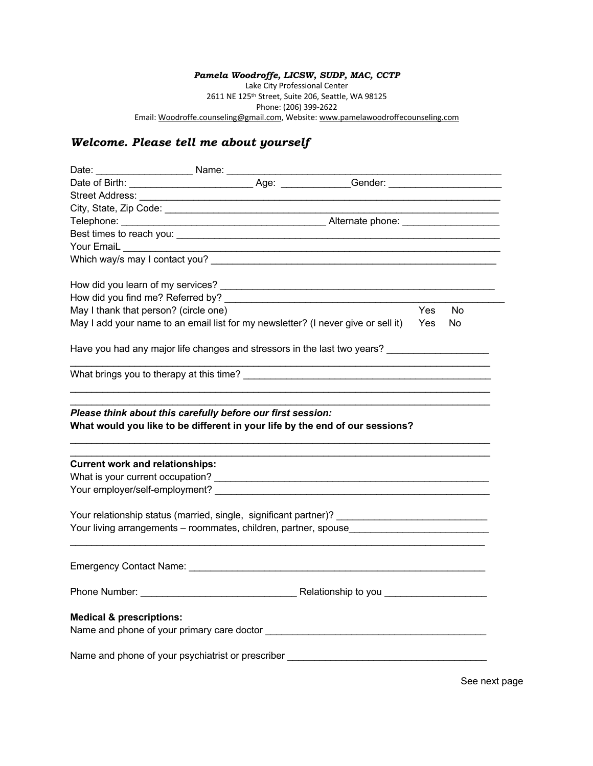***Pamela Woodroffe, LICSW, SUDP, MAC, CCTP***
Lake City Professional Center
2611 NE 125th Street, Suite 206, Seattle, WA 98125
Phone: (206) 399-2622
Email: Woodroffe.counseling@gmail.com, Website: www.pamelawoodroffecounseling.com

## *Welcome. Please tell me about yourself*

Date: __________________ Name: ______________________________________________________
Date of Birth: _______________________ Age: _____________Gender: _____________________
Street Address: _______________________________________________________________________
City, State, Zip Code: __________________________________________________________________
Telephone: ______________________________________ Alternate phone: __________________
Best times to reach you: _________________________________________________________________
Your EmaiL _____________________________________________________________________________
Which way/s may I contact you? ______________________________________________________

How did you learn of my services? ____________________________________________________
How did you find me? Referred by? _____________________________________________________
May I thank that person? (circle one) Yes No
May I add your name to an email list for my newsletter? (I never give or sell it) Yes No

Have you had any major life changes and stressors in the last two years? ___________________
________________________________________________________________________________
What brings you to therapy at this time? _______________________________________________
________________________________________________________________________________
________________________________________________________________________________

***Please think about this carefully before our first session:***
**What would you like to be different in your life by the end of our sessions?**
________________________________________________________________________________
________________________________________________________________________________

**Current work and relationships:**
What is your current occupation? ______________________________________________________
Your employer/self-employment? ______________________________________________________

Your relationship status (married, single, significant partner)? ____________________________
Your living arrangements – roommates, children, partner, spouse__________________________
________________________________________________________________________________

Emergency Contact Name: ___________________________________________________________

Phone Number: _____________________________ Relationship to you ___________________

**Medical & prescriptions:**
Name and phone of your primary care doctor _________________________________________

Name and phone of your psychiatrist or prescriber _____________________________________

See next page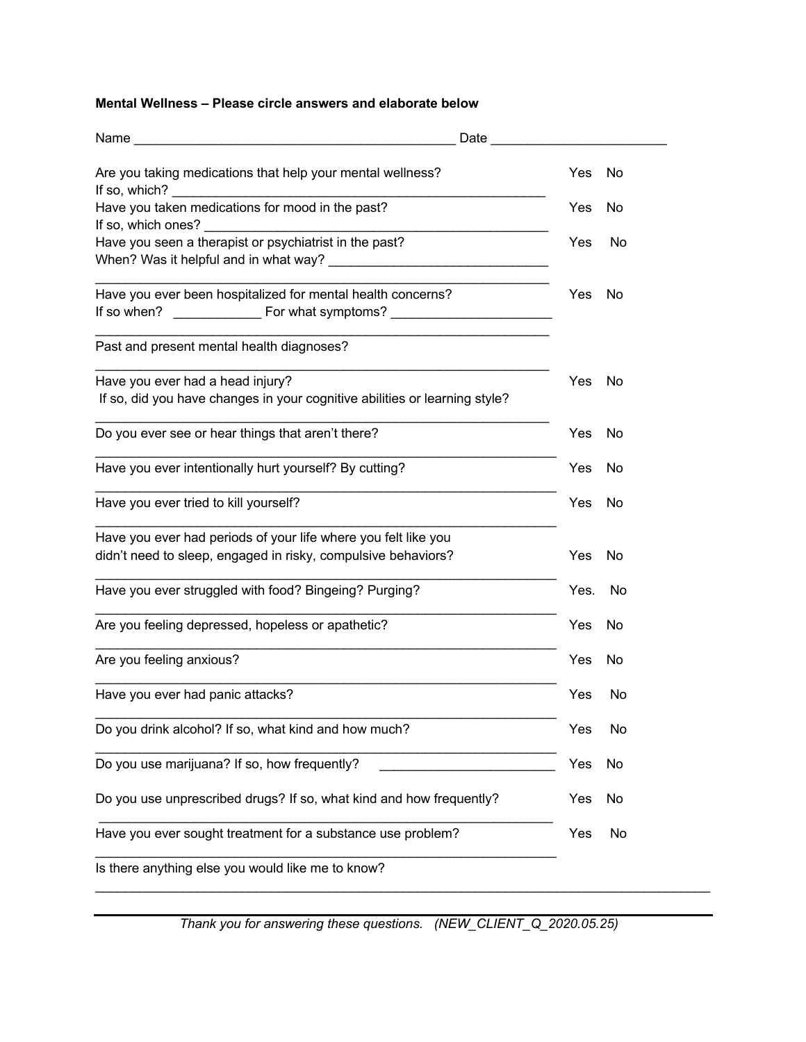**Mental Wellness – Please circle answers and elaborate below**

Name ____________________________________________ Date ________________________

Are you taking medications that help your mental wellness? Yes No
If so, which? ____________________________________________________

Have you taken medications for mood in the past? Yes No
If so, which ones? ________________________________________________

Have you seen a therapist or psychiatrist in the past? Yes No
When? Was it helpful and in what way? ______________________________
_________________________________________________________________

Have you ever been hospitalized for mental health concerns? Yes No
If so when? ____________ For what symptoms? ______________________
_________________________________________________________________

Past and present mental health diagnoses?
_________________________________________________________________

Have you ever had a head injury? Yes No
If so, did you have changes in your cognitive abilities or learning style?
_________________________________________________________________

Do you ever see or hear things that aren't there? Yes No
_________________________________________________________________

Have you ever intentionally hurt yourself? By cutting? Yes No
_________________________________________________________________

Have you ever tried to kill yourself? Yes No
_________________________________________________________________

Have you ever had periods of your life where you felt like you
didn't need to sleep, engaged in risky, compulsive behaviors? Yes No
_________________________________________________________________

Have you ever struggled with food? Bingeing? Purging? Yes. No
_________________________________________________________________

Are you feeling depressed, hopeless or apathetic? Yes No
_________________________________________________________________

Are you feeling anxious? Yes No
_________________________________________________________________

Have you ever had panic attacks? Yes No
_________________________________________________________________

Do you drink alcohol? If so, what kind and how much? Yes No
_________________________________________________________________

Do you use marijuana? If so, how frequently? ________________________ Yes No

Do you use unprescribed drugs? If so, what kind and how frequently? Yes No
_________________________________________________________________

Have you ever sought treatment for a substance use problem? Yes No
_________________________________________________________________

Is there anything else you would like me to know?
_____________________________________________________________________________________

*Thank you for answering these questions. (NEW_CLIENT_Q_2020.05.25)*